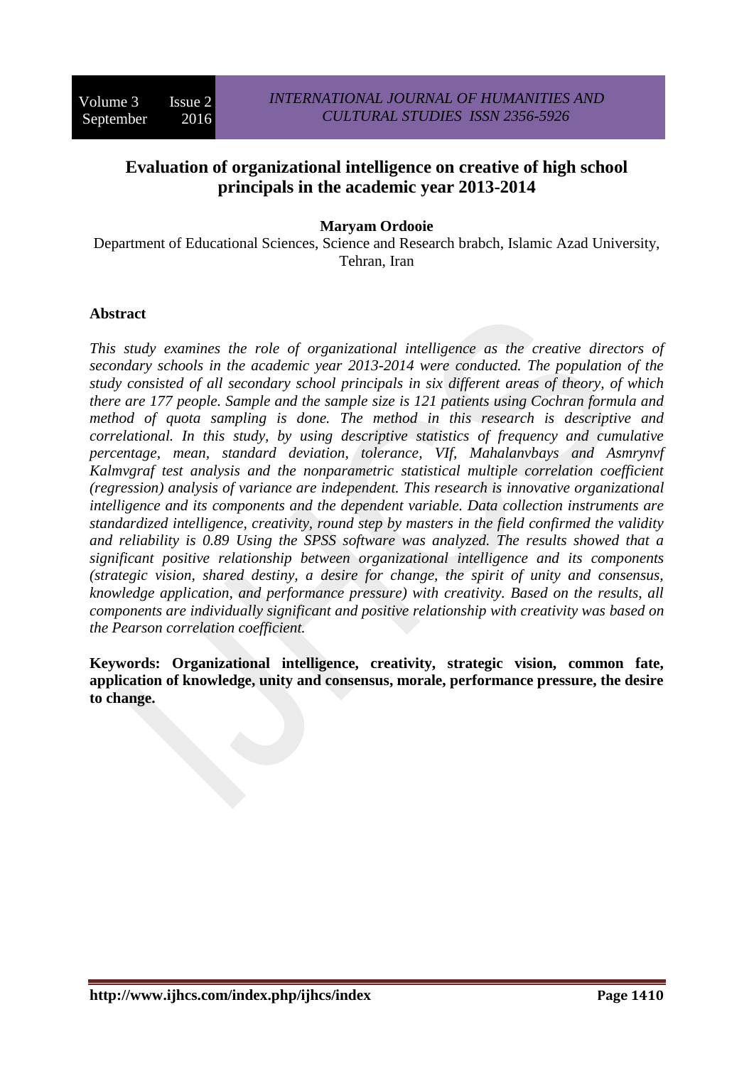# Evaluation of organizational intelligence on creative of high school principals in the academic year 2013-2014

**Maryam Ordooie**

Department of Educational Sciences, Science and Research brabch, Islamic Azad University, Tehran, Iran

## Abstract

*This study examines the role of organizational intelligence as the creative directors of secondary schools in the academic year 2013-2014 were conducted. The population of the study consisted of all secondary school principals in six different areas of theory, of which there are 177 people. Sample and the sample size is 121 patients using Cochran formula and method of quota sampling is done. The method in this research is descriptive and correlational. In this study, by using descriptive statistics of frequency and cumulative percentage, mean, standard deviation, tolerance, VIf, Mahalanvbays and Asmrynvf Kalmvgraf test analysis and the nonparametric statistical multiple correlation coefficient (regression) analysis of variance are independent. This research is innovative organizational intelligence and its components and the dependent variable. Data collection instruments are standardized intelligence, creativity, round step by masters in the field confirmed the validity and reliability is 0.89 Using the SPSS software was analyzed. The results showed that a significant positive relationship between organizational intelligence and its components (strategic vision, shared destiny, a desire for change, the spirit of unity and consensus, knowledge application, and performance pressure) with creativity. Based on the results, all components are individually significant and positive relationship with creativity was based on the Pearson correlation coefficient.*

**Keywords: Organizational intelligence, creativity, strategic vision, common fate, application of knowledge, unity and consensus, morale, performance pressure, the desire to change.**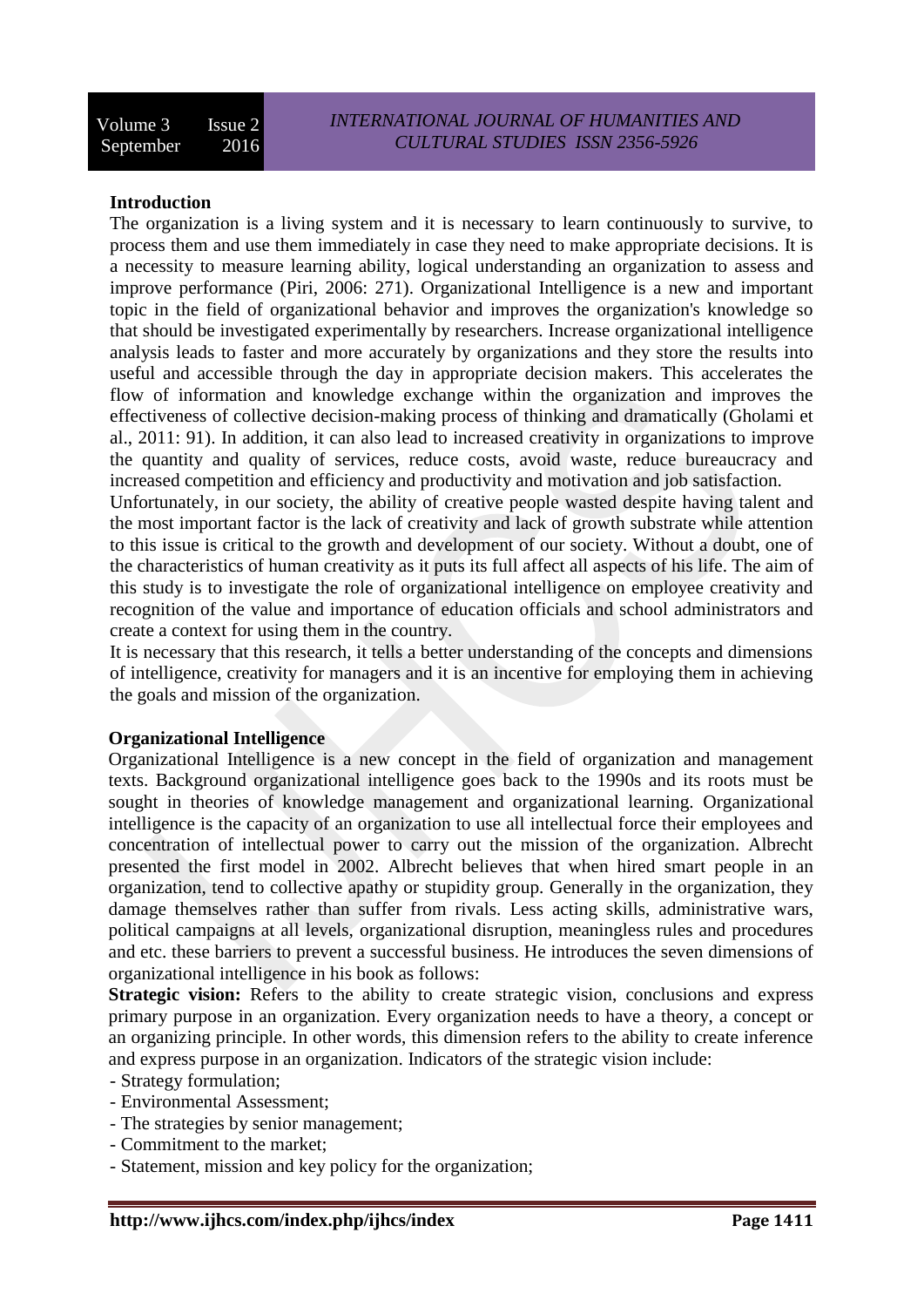**Introduction**

The organization is a living system and it is necessary to learn continuously to survive, to process them and use them immediately in case they need to make appropriate decisions. It is a necessity to measure learning ability, logical understanding an organization to assess and improve performance (Piri, 2006: 271). Organizational Intelligence is a new and important topic in the field of organizational behavior and improves the organization's knowledge so that should be investigated experimentally by researchers. Increase organizational intelligence analysis leads to faster and more accurately by organizations and they store the results into useful and accessible through the day in appropriate decision makers. This accelerates the flow of information and knowledge exchange within the organization and improves the effectiveness of collective decision-making process of thinking and dramatically (Gholami et al., 2011: 91). In addition, it can also lead to increased creativity in organizations to improve the quantity and quality of services, reduce costs, avoid waste, reduce bureaucracy and increased competition and efficiency and productivity and motivation and job satisfaction.

Unfortunately, in our society, the ability of creative people wasted despite having talent and the most important factor is the lack of creativity and lack of growth substrate while attention to this issue is critical to the growth and development of our society. Without a doubt, one of the characteristics of human creativity as it puts its full affect all aspects of his life. The aim of this study is to investigate the role of organizational intelligence on employee creativity and recognition of the value and importance of education officials and school administrators and create a context for using them in the country.

It is necessary that this research, it tells a better understanding of the concepts and dimensions of intelligence, creativity for managers and it is an incentive for employing them in achieving the goals and mission of the organization.

**Organizational Intelligence**

Organizational Intelligence is a new concept in the field of organization and management texts. Background organizational intelligence goes back to the 1990s and its roots must be sought in theories of knowledge management and organizational learning. Organizational intelligence is the capacity of an organization to use all intellectual force their employees and concentration of intellectual power to carry out the mission of the organization. Albrecht presented the first model in 2002. Albrecht believes that when hired smart people in an organization, tend to collective apathy or stupidity group. Generally in the organization, they damage themselves rather than suffer from rivals. Less acting skills, administrative wars, political campaigns at all levels, organizational disruption, meaningless rules and procedures and etc. these barriers to prevent a successful business. He introduces the seven dimensions of organizational intelligence in his book as follows:

**Strategic vision:** Refers to the ability to create strategic vision, conclusions and express primary purpose in an organization. Every organization needs to have a theory, a concept or an organizing principle. In other words, this dimension refers to the ability to create inference and express purpose in an organization. Indicators of the strategic vision include:

- Strategy formulation;
- Environmental Assessment;
- The strategies by senior management;
- Commitment to the market;
- Statement, mission and key policy for the organization;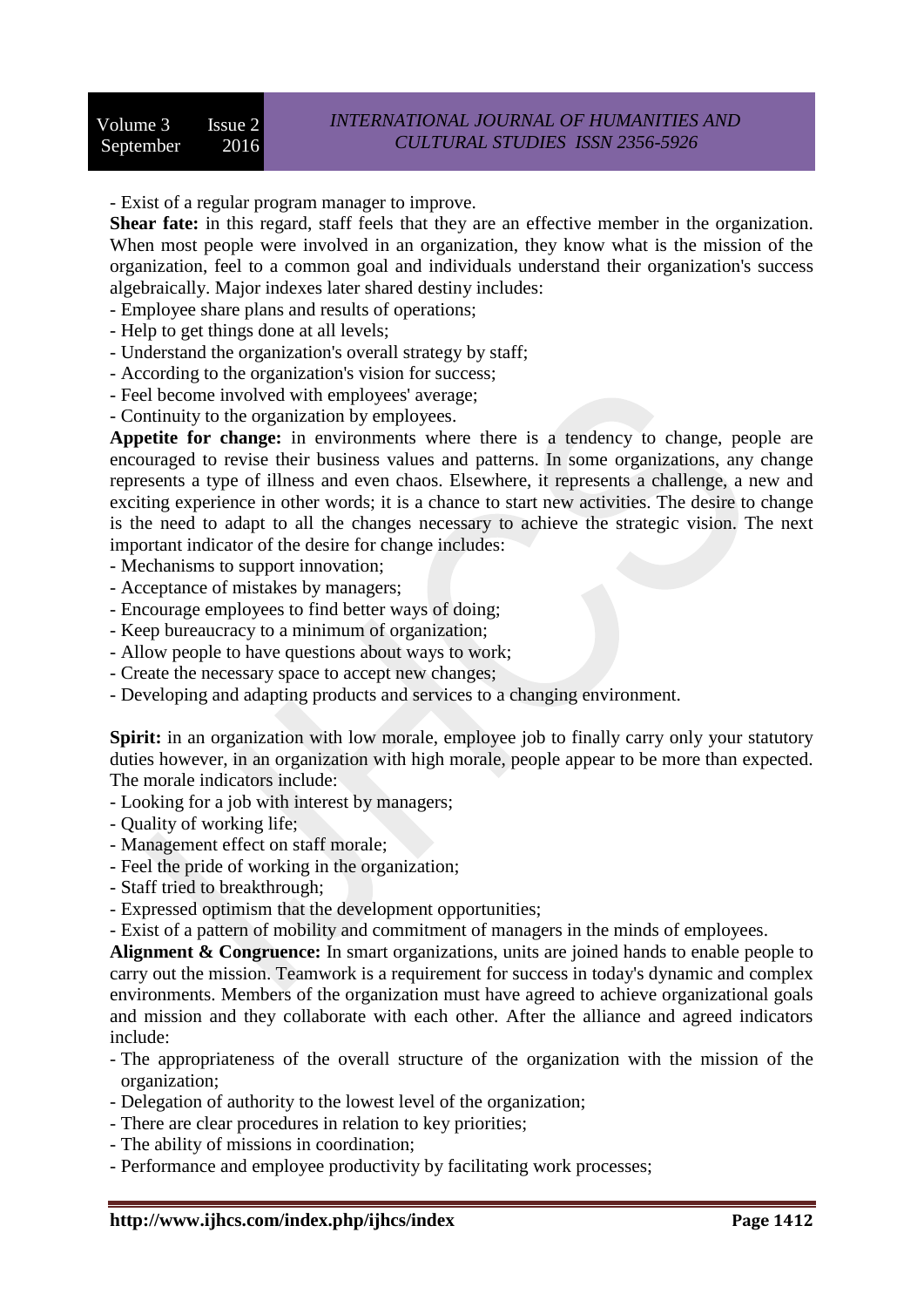- Exist of a regular program manager to improve.

**Shear fate:** in this regard, staff feels that they are an effective member in the organization. When most people were involved in an organization, they know what is the mission of the organization, feel to a common goal and individuals understand their organization's success algebraically. Major indexes later shared destiny includes:

- Employee share plans and results of operations;
- Help to get things done at all levels;
- Understand the organization's overall strategy by staff;
- According to the organization's vision for success;
- Feel become involved with employees' average;
- Continuity to the organization by employees.

**Appetite for change:** in environments where there is a tendency to change, people are encouraged to revise their business values and patterns. In some organizations, any change represents a type of illness and even chaos. Elsewhere, it represents a challenge, a new and exciting experience in other words; it is a chance to start new activities. The desire to change is the need to adapt to all the changes necessary to achieve the strategic vision. The next important indicator of the desire for change includes:

- Mechanisms to support innovation;
- Acceptance of mistakes by managers;
- Encourage employees to find better ways of doing;
- Keep bureaucracy to a minimum of organization;
- Allow people to have questions about ways to work;
- Create the necessary space to accept new changes;
- Developing and adapting products and services to a changing environment.

**Spirit:** in an organization with low morale, employee job to finally carry only your statutory duties however, in an organization with high morale, people appear to be more than expected. The morale indicators include:

- Looking for a job with interest by managers;
- Quality of working life;
- Management effect on staff morale;
- Feel the pride of working in the organization;
- Staff tried to breakthrough;
- Expressed optimism that the development opportunities;
- Exist of a pattern of mobility and commitment of managers in the minds of employees.

**Alignment & Congruence:** In smart organizations, units are joined hands to enable people to carry out the mission. Teamwork is a requirement for success in today's dynamic and complex environments. Members of the organization must have agreed to achieve organizational goals and mission and they collaborate with each other. After the alliance and agreed indicators include:

- The appropriateness of the overall structure of the organization with the mission of the organization;
- Delegation of authority to the lowest level of the organization;
- There are clear procedures in relation to key priorities;
- The ability of missions in coordination;
- Performance and employee productivity by facilitating work processes;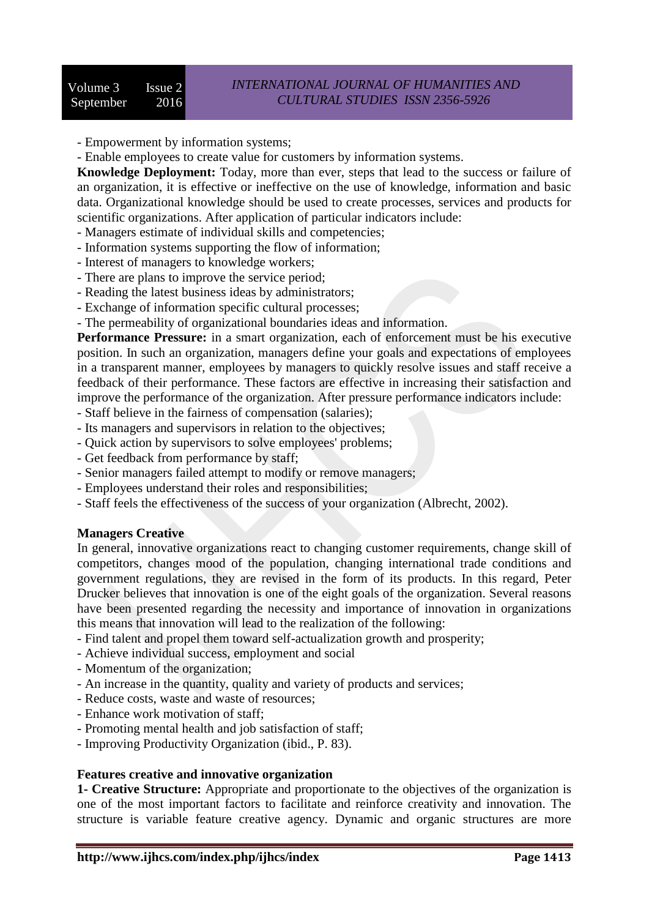- Empowerment by information systems;
- Enable employees to create value for customers by information systems.

**Knowledge Deployment:** Today, more than ever, steps that lead to the success or failure of an organization, it is effective or ineffective on the use of knowledge, information and basic data. Organizational knowledge should be used to create processes, services and products for scientific organizations. After application of particular indicators include:

- Managers estimate of individual skills and competencies;
- Information systems supporting the flow of information;
- Interest of managers to knowledge workers;
- There are plans to improve the service period;
- Reading the latest business ideas by administrators;
- Exchange of information specific cultural processes;
- The permeability of organizational boundaries ideas and information.

**Performance Pressure:** in a smart organization, each of enforcement must be his executive position. In such an organization, managers define your goals and expectations of employees in a transparent manner, employees by managers to quickly resolve issues and staff receive a feedback of their performance. These factors are effective in increasing their satisfaction and improve the performance of the organization. After pressure performance indicators include:

- Staff believe in the fairness of compensation (salaries);
- Its managers and supervisors in relation to the objectives;
- Quick action by supervisors to solve employees' problems;
- Get feedback from performance by staff;
- Senior managers failed attempt to modify or remove managers;
- Employees understand their roles and responsibilities;
- Staff feels the effectiveness of the success of your organization (Albrecht, 2002).

**Managers Creative**

In general, innovative organizations react to changing customer requirements, change skill of competitors, changes mood of the population, changing international trade conditions and government regulations, they are revised in the form of its products. In this regard, Peter Drucker believes that innovation is one of the eight goals of the organization. Several reasons have been presented regarding the necessity and importance of innovation in organizations this means that innovation will lead to the realization of the following:

- Find talent and propel them toward self-actualization growth and prosperity;
- Achieve individual success, employment and social
- Momentum of the organization;
- An increase in the quantity, quality and variety of products and services;
- Reduce costs, waste and waste of resources;
- Enhance work motivation of staff;
- Promoting mental health and job satisfaction of staff;
- Improving Productivity Organization (ibid., P. 83).

**Features creative and innovative organization**

**1- Creative Structure:** Appropriate and proportionate to the objectives of the organization is one of the most important factors to facilitate and reinforce creativity and innovation. The structure is variable feature creative agency. Dynamic and organic structures are more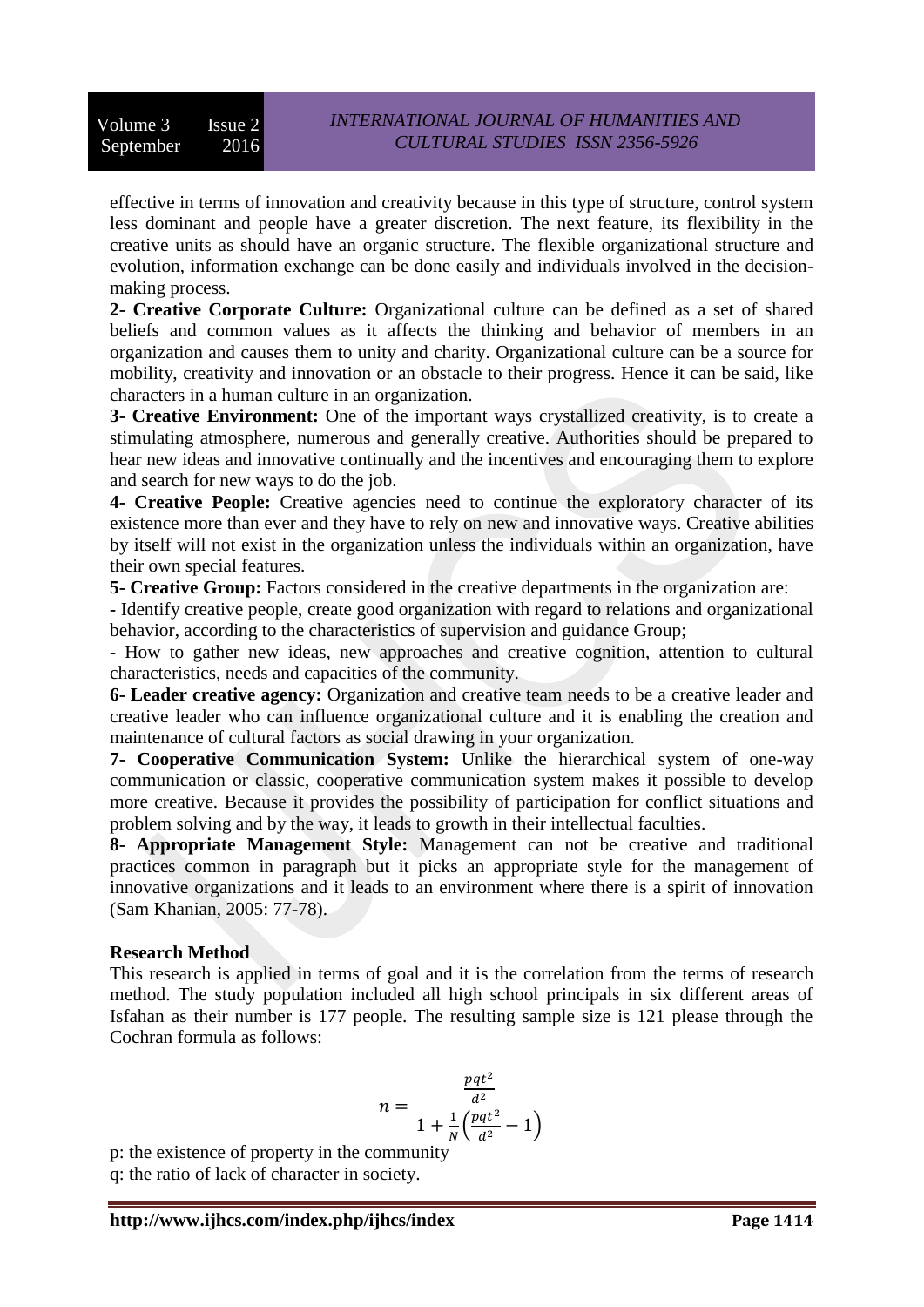effective in terms of innovation and creativity because in this type of structure, control system less dominant and people have a greater discretion. The next feature, its flexibility in the creative units as should have an organic structure. The flexible organizational structure and evolution, information exchange can be done easily and individuals involved in the decision-making process.

**2- Creative Corporate Culture:** Organizational culture can be defined as a set of shared beliefs and common values as it affects the thinking and behavior of members in an organization and causes them to unity and charity. Organizational culture can be a source for mobility, creativity and innovation or an obstacle to their progress. Hence it can be said, like characters in a human culture in an organization.

**3- Creative Environment:** One of the important ways crystallized creativity, is to create a stimulating atmosphere, numerous and generally creative. Authorities should be prepared to hear new ideas and innovative continually and the incentives and encouraging them to explore and search for new ways to do the job.

**4- Creative People:** Creative agencies need to continue the exploratory character of its existence more than ever and they have to rely on new and innovative ways. Creative abilities by itself will not exist in the organization unless the individuals within an organization, have their own special features.

**5- Creative Group:** Factors considered in the creative departments in the organization are:

- Identify creative people, create good organization with regard to relations and organizational behavior, according to the characteristics of supervision and guidance Group;
- How to gather new ideas, new approaches and creative cognition, attention to cultural characteristics, needs and capacities of the community.

**6- Leader creative agency:** Organization and creative team needs to be a creative leader and creative leader who can influence organizational culture and it is enabling the creation and maintenance of cultural factors as social drawing in your organization.

**7- Cooperative Communication System:** Unlike the hierarchical system of one-way communication or classic, cooperative communication system makes it possible to develop more creative. Because it provides the possibility of participation for conflict situations and problem solving and by the way, it leads to growth in their intellectual faculties.

**8- Appropriate Management Style:** Management can not be creative and traditional practices common in paragraph but it picks an appropriate style for the management of innovative organizations and it leads to an environment where there is a spirit of innovation (Sam Khanian, 2005: 77-78).

**Research Method**

This research is applied in terms of goal and it is the correlation from the terms of research method. The study population included all high school principals in six different areas of Isfahan as their number is 177 people. The resulting sample size is 121 please through the Cochran formula as follows:

$$n = \frac{\frac{pqt^2}{d^2}}{1 + \frac{1}{N}\left(\frac{pqt^2}{d^2} - 1\right)}$$

p: the existence of property in the community

q: the ratio of lack of character in society.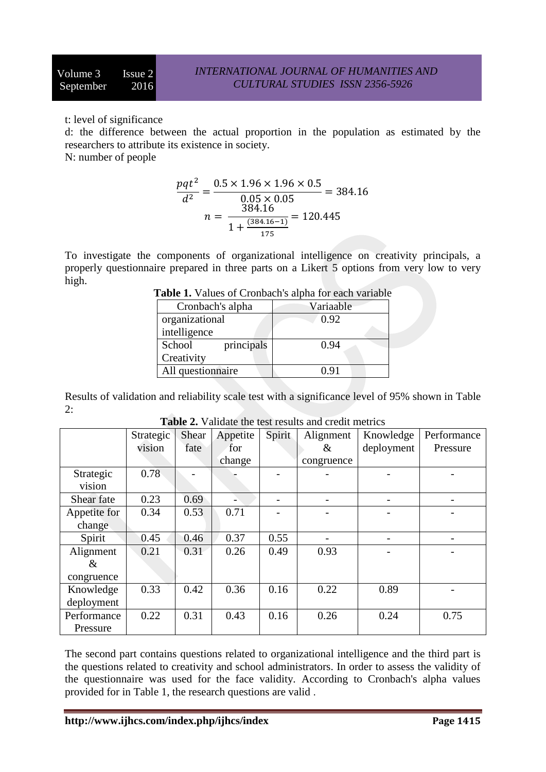t: level of significance

d: the difference between the actual proportion in the population as estimated by the researchers to attribute its existence in society.

N: number of people

$$\frac{pqt^2}{d^2} = \frac{0.5 \times 1.96 \times 1.96 \times 0.5}{0.05 \times 0.05} = 384.16$$

$$n = \frac{384.16}{1 + \frac{(384.16-1)}{175}} = 120.445$$

To investigate the components of organizational intelligence on creativity principals, a properly questionnaire prepared in three parts on a Likert 5 options from very low to very high.

**Table 1.** Values of Cronbach's alpha for each variable

| Cronbach's alpha | Variaable |
|---|---|
| organizational intelligence | 0.92 |
| School principals Creativity | 0.94 |
| All questionnaire | 0.91 |

Results of validation and reliability scale test with a significance level of 95% shown in Table 2:

**Table 2.** Validate the test results and credit metrics

| | Strategic vision | Shear fate | Appetite for change | Spirit | Alignment & congruence | Knowledge deployment | Performance Pressure |
|---|---|---|---|---|---|---|---|
| Strategic vision | 0.78 | - | - | - | - | - | - |
| Shear fate | 0.23 | 0.69 | - | - | - | - | - |
| Appetite for change | 0.34 | 0.53 | 0.71 | - | - | - | - |
| Spirit | 0.45 | 0.46 | 0.37 | 0.55 | - | - | - |
| Alignment & congruence | 0.21 | 0.31 | 0.26 | 0.49 | 0.93 | - | - |
| Knowledge deployment | 0.33 | 0.42 | 0.36 | 0.16 | 0.22 | 0.89 | - |
| Performance Pressure | 0.22 | 0.31 | 0.43 | 0.16 | 0.26 | 0.24 | 0.75 |

The second part contains questions related to organizational intelligence and the third part is the questions related to creativity and school administrators. In order to assess the validity of the questionnaire was used for the face validity. According to Cronbach's alpha values provided for in Table 1, the research questions are valid .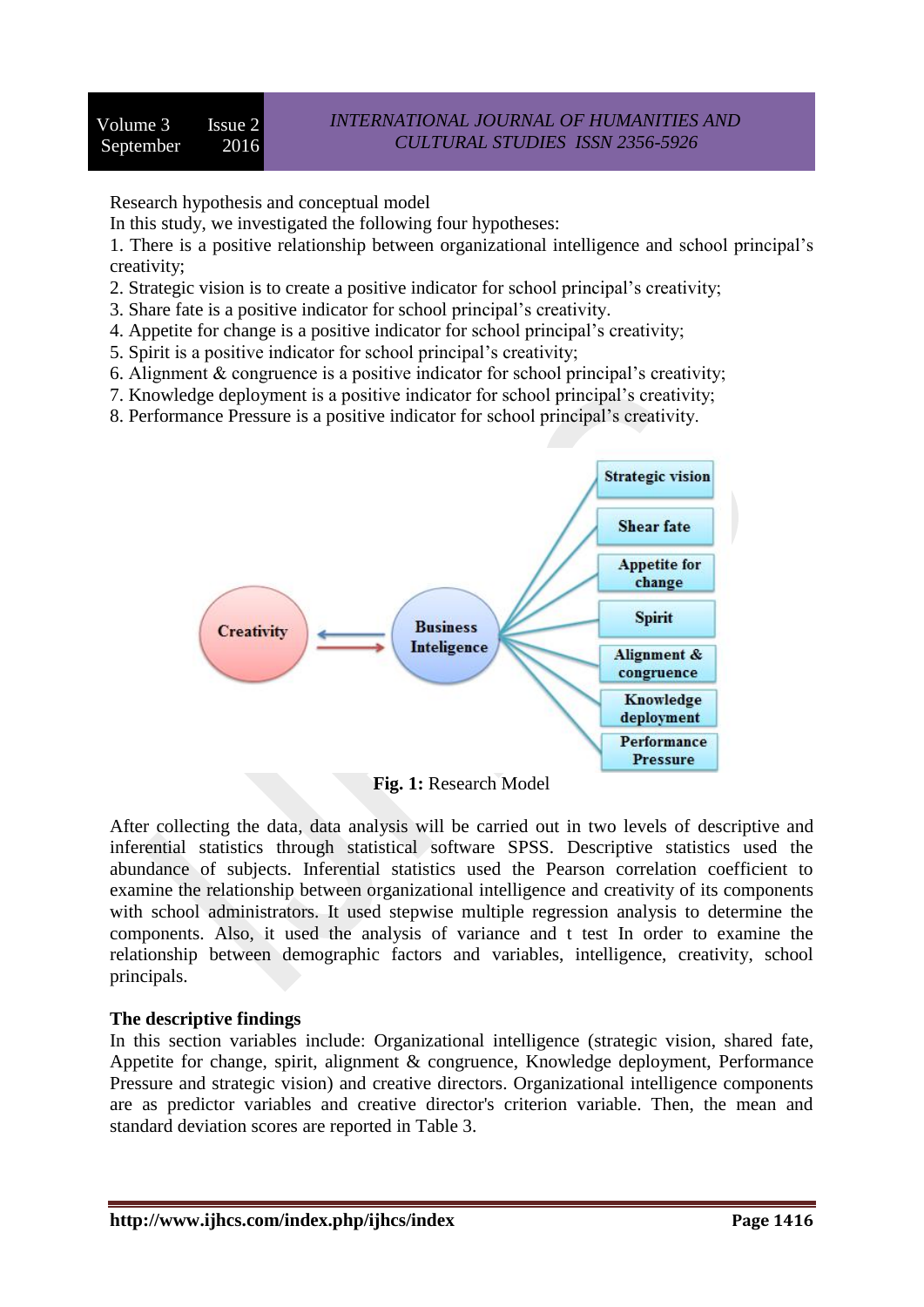Research hypothesis and conceptual model

In this study, we investigated the following four hypotheses:

1. There is a positive relationship between organizational intelligence and school principal's creativity;
2. Strategic vision is to create a positive indicator for school principal's creativity;
3. Share fate is a positive indicator for school principal's creativity.
4. Appetite for change is a positive indicator for school principal's creativity;
5. Spirit is a positive indicator for school principal's creativity;
6. Alignment & congruence is a positive indicator for school principal's creativity;
7. Knowledge deployment is a positive indicator for school principal's creativity;
8. Performance Pressure is a positive indicator for school principal's creativity.

Creativity ⇄ Business Inteligence → Strategic vision, Shear fate, Appetite for change, Spirit, Alignment & congruence, Knowledge deployment, Performance Pressure

**Fig. 1:** Research Model

After collecting the data, data analysis will be carried out in two levels of descriptive and inferential statistics through statistical software SPSS. Descriptive statistics used the abundance of subjects. Inferential statistics used the Pearson correlation coefficient to examine the relationship between organizational intelligence and creativity of its components with school administrators. It used stepwise multiple regression analysis to determine the components. Also, it used the analysis of variance and t test In order to examine the relationship between demographic factors and variables, intelligence, creativity, school principals.

**The descriptive findings**

In this section variables include: Organizational intelligence (strategic vision, shared fate, Appetite for change, spirit, alignment & congruence, Knowledge deployment, Performance Pressure and strategic vision) and creative directors. Organizational intelligence components are as predictor variables and creative director's criterion variable. Then, the mean and standard deviation scores are reported in Table 3.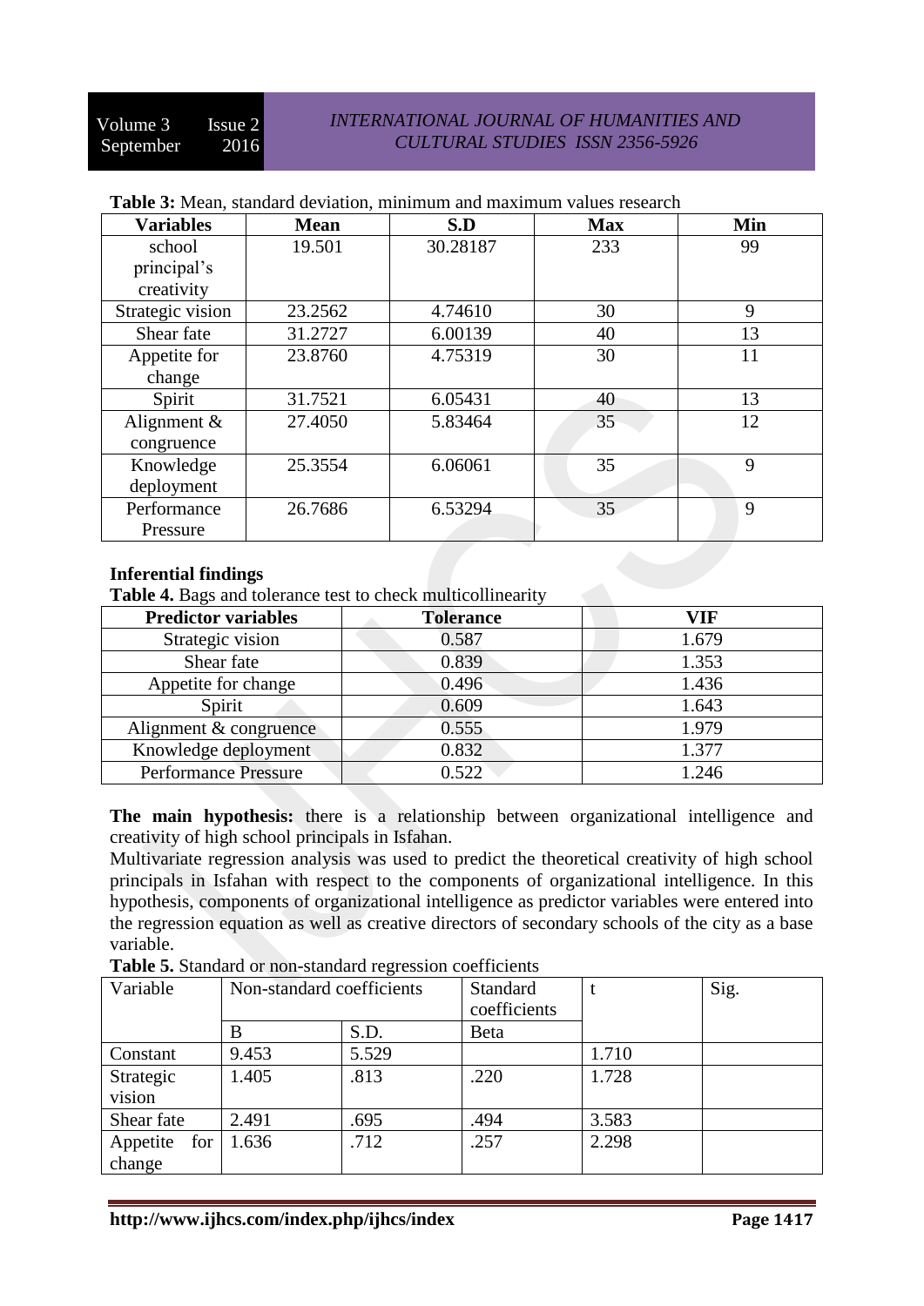**Table 3:** Mean, standard deviation, minimum and maximum values research

| Variables | Mean | S.D | Max | Min |
|---|---|---|---|---|
| school principal's creativity | 19.501 | 30.28187 | 233 | 99 |
| Strategic vision | 23.2562 | 4.74610 | 30 | 9 |
| Shear fate | 31.2727 | 6.00139 | 40 | 13 |
| Appetite for change | 23.8760 | 4.75319 | 30 | 11 |
| Spirit | 31.7521 | 6.05431 | 40 | 13 |
| Alignment & congruence | 27.4050 | 5.83464 | 35 | 12 |
| Knowledge deployment | 25.3554 | 6.06061 | 35 | 9 |
| Performance Pressure | 26.7686 | 6.53294 | 35 | 9 |

**Inferential findings**

**Table 4.** Bags and tolerance test to check multicollinearity

| Predictor variables | Tolerance | VIF |
|---|---|---|
| Strategic vision | 0.587 | 1.679 |
| Shear fate | 0.839 | 1.353 |
| Appetite for change | 0.496 | 1.436 |
| Spirit | 0.609 | 1.643 |
| Alignment & congruence | 0.555 | 1.979 |
| Knowledge deployment | 0.832 | 1.377 |
| Performance Pressure | 0.522 | 1.246 |

**The main hypothesis:** there is a relationship between organizational intelligence and creativity of high school principals in Isfahan.

Multivariate regression analysis was used to predict the theoretical creativity of high school principals in Isfahan with respect to the components of organizational intelligence. In this hypothesis, components of organizational intelligence as predictor variables were entered into the regression equation as well as creative directors of secondary schools of the city as a base variable.

**Table 5.** Standard or non-standard regression coefficients

| Variable | Non-standard coefficients | | Standard coefficients | t | Sig. |
|---|---|---|---|---|---|
| | B | S.D. | Beta | | |
| Constant | 9.453 | 5.529 | | 1.710 | |
| Strategic vision | 1.405 | .813 | .220 | 1.728 | |
| Shear fate | 2.491 | .695 | .494 | 3.583 | |
| Appetite for change | 1.636 | .712 | .257 | 2.298 | |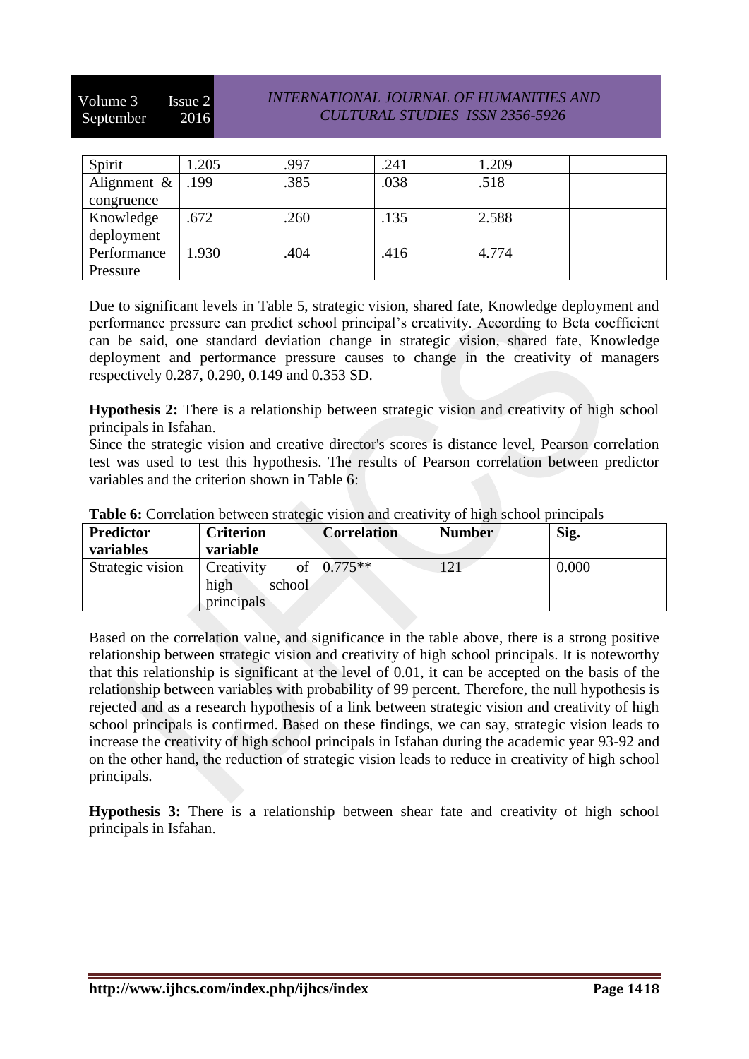| Spirit | 1.205 | .997 | .241 | 1.209 | |
|---|---|---|---|---|---|
| Alignment & congruence | .199 | .385 | .038 | .518 | |
| Knowledge deployment | .672 | .260 | .135 | 2.588 | |
| Performance Pressure | 1.930 | .404 | .416 | 4.774 | |

Due to significant levels in Table 5, strategic vision, shared fate, Knowledge deployment and performance pressure can predict school principal's creativity. According to Beta coefficient can be said, one standard deviation change in strategic vision, shared fate, Knowledge deployment and performance pressure causes to change in the creativity of managers respectively 0.287, 0.290, 0.149 and 0.353 SD.

**Hypothesis 2:** There is a relationship between strategic vision and creativity of high school principals in Isfahan.

Since the strategic vision and creative director's scores is distance level, Pearson correlation test was used to test this hypothesis. The results of Pearson correlation between predictor variables and the criterion shown in Table 6:

**Table 6:** Correlation between strategic vision and creativity of high school principals

| Predictor variables | Criterion variable | Correlation | Number | Sig. |
|---|---|---|---|---|
| Strategic vision | Creativity of high school principals | 0.775** | 121 | 0.000 |

Based on the correlation value, and significance in the table above, there is a strong positive relationship between strategic vision and creativity of high school principals. It is noteworthy that this relationship is significant at the level of 0.01, it can be accepted on the basis of the relationship between variables with probability of 99 percent. Therefore, the null hypothesis is rejected and as a research hypothesis of a link between strategic vision and creativity of high school principals is confirmed. Based on these findings, we can say, strategic vision leads to increase the creativity of high school principals in Isfahan during the academic year 93-92 and on the other hand, the reduction of strategic vision leads to reduce in creativity of high school principals.

**Hypothesis 3:** There is a relationship between shear fate and creativity of high school principals in Isfahan.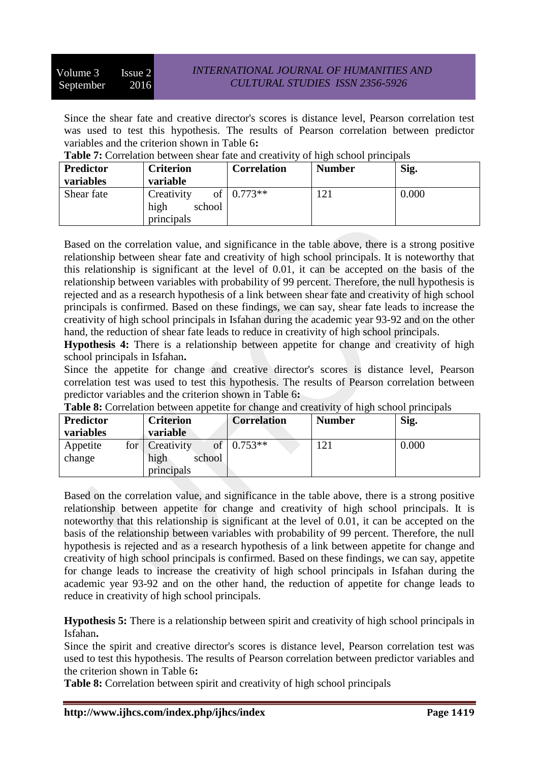Since the shear fate and creative director's scores is distance level, Pearson correlation test was used to test this hypothesis. The results of Pearson correlation between predictor variables and the criterion shown in Table 6**:**

**Table 7:** Correlation between shear fate and creativity of high school principals

| Predictor variables | Criterion variable | Correlation | Number | Sig. |
|---|---|---|---|---|
| Shear fate | Creativity of high school principals | 0.773** | 121 | 0.000 |

Based on the correlation value, and significance in the table above, there is a strong positive relationship between shear fate and creativity of high school principals. It is noteworthy that this relationship is significant at the level of 0.01, it can be accepted on the basis of the relationship between variables with probability of 99 percent. Therefore, the null hypothesis is rejected and as a research hypothesis of a link between shear fate and creativity of high school principals is confirmed. Based on these findings, we can say, shear fate leads to increase the creativity of high school principals in Isfahan during the academic year 93-92 and on the other hand, the reduction of shear fate leads to reduce in creativity of high school principals.

**Hypothesis 4:** There is a relationship between appetite for change and creativity of high school principals in Isfahan**.**

Since the appetite for change and creative director's scores is distance level, Pearson correlation test was used to test this hypothesis. The results of Pearson correlation between predictor variables and the criterion shown in Table 6**:**

**Table 8:** Correlation between appetite for change and creativity of high school principals

| Predictor variables | Criterion variable | Correlation | Number | Sig. |
|---|---|---|---|---|
| Appetite for change | Creativity of high school principals | 0.753** | 121 | 0.000 |

Based on the correlation value, and significance in the table above, there is a strong positive relationship between appetite for change and creativity of high school principals. It is noteworthy that this relationship is significant at the level of 0.01, it can be accepted on the basis of the relationship between variables with probability of 99 percent. Therefore, the null hypothesis is rejected and as a research hypothesis of a link between appetite for change and creativity of high school principals is confirmed. Based on these findings, we can say, appetite for change leads to increase the creativity of high school principals in Isfahan during the academic year 93-92 and on the other hand, the reduction of appetite for change leads to reduce in creativity of high school principals.

**Hypothesis 5:** There is a relationship between spirit and creativity of high school principals in Isfahan**.**

Since the spirit and creative director's scores is distance level, Pearson correlation test was used to test this hypothesis. The results of Pearson correlation between predictor variables and the criterion shown in Table 6**:**

**Table 8:** Correlation between spirit and creativity of high school principals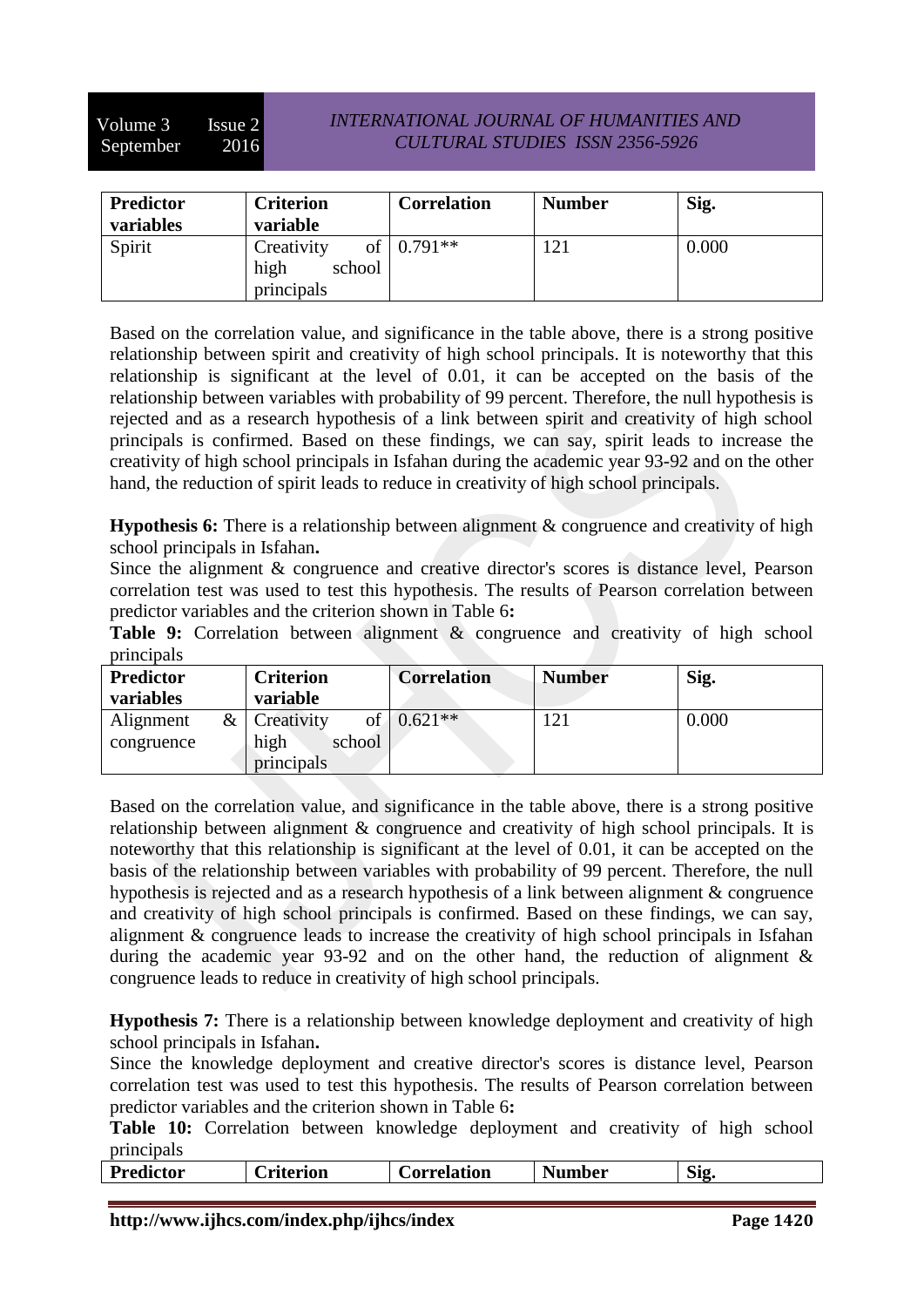| Predictor variables | Criterion variable | Correlation | Number | Sig. |
|---|---|---|---|---|
| Spirit | Creativity of high school principals | 0.791** | 121 | 0.000 |

Based on the correlation value, and significance in the table above, there is a strong positive relationship between spirit and creativity of high school principals. It is noteworthy that this relationship is significant at the level of 0.01, it can be accepted on the basis of the relationship between variables with probability of 99 percent. Therefore, the null hypothesis is rejected and as a research hypothesis of a link between spirit and creativity of high school principals is confirmed. Based on these findings, we can say, spirit leads to increase the creativity of high school principals in Isfahan during the academic year 93-92 and on the other hand, the reduction of spirit leads to reduce in creativity of high school principals.

**Hypothesis 6:** There is a relationship between alignment & congruence and creativity of high school principals in Isfahan**.**

Since the alignment & congruence and creative director's scores is distance level, Pearson correlation test was used to test this hypothesis. The results of Pearson correlation between predictor variables and the criterion shown in Table 6**:**

**Table 9:** Correlation between alignment & congruence and creativity of high school principals

| Predictor variables | Criterion variable | Correlation | Number | Sig. |
|---|---|---|---|---|
| Alignment & congruence | Creativity of high school principals | 0.621** | 121 | 0.000 |

Based on the correlation value, and significance in the table above, there is a strong positive relationship between alignment & congruence and creativity of high school principals. It is noteworthy that this relationship is significant at the level of 0.01, it can be accepted on the basis of the relationship between variables with probability of 99 percent. Therefore, the null hypothesis is rejected and as a research hypothesis of a link between alignment & congruence and creativity of high school principals is confirmed. Based on these findings, we can say, alignment & congruence leads to increase the creativity of high school principals in Isfahan during the academic year 93-92 and on the other hand, the reduction of alignment & congruence leads to reduce in creativity of high school principals.

**Hypothesis 7:** There is a relationship between knowledge deployment and creativity of high school principals in Isfahan**.**

Since the knowledge deployment and creative director's scores is distance level, Pearson correlation test was used to test this hypothesis. The results of Pearson correlation between predictor variables and the criterion shown in Table 6**:**

**Table 10:** Correlation between knowledge deployment and creativity of high school principals

| Predictor | Criterion | Correlation | Number | Sig. |
|---|---|---|---|---|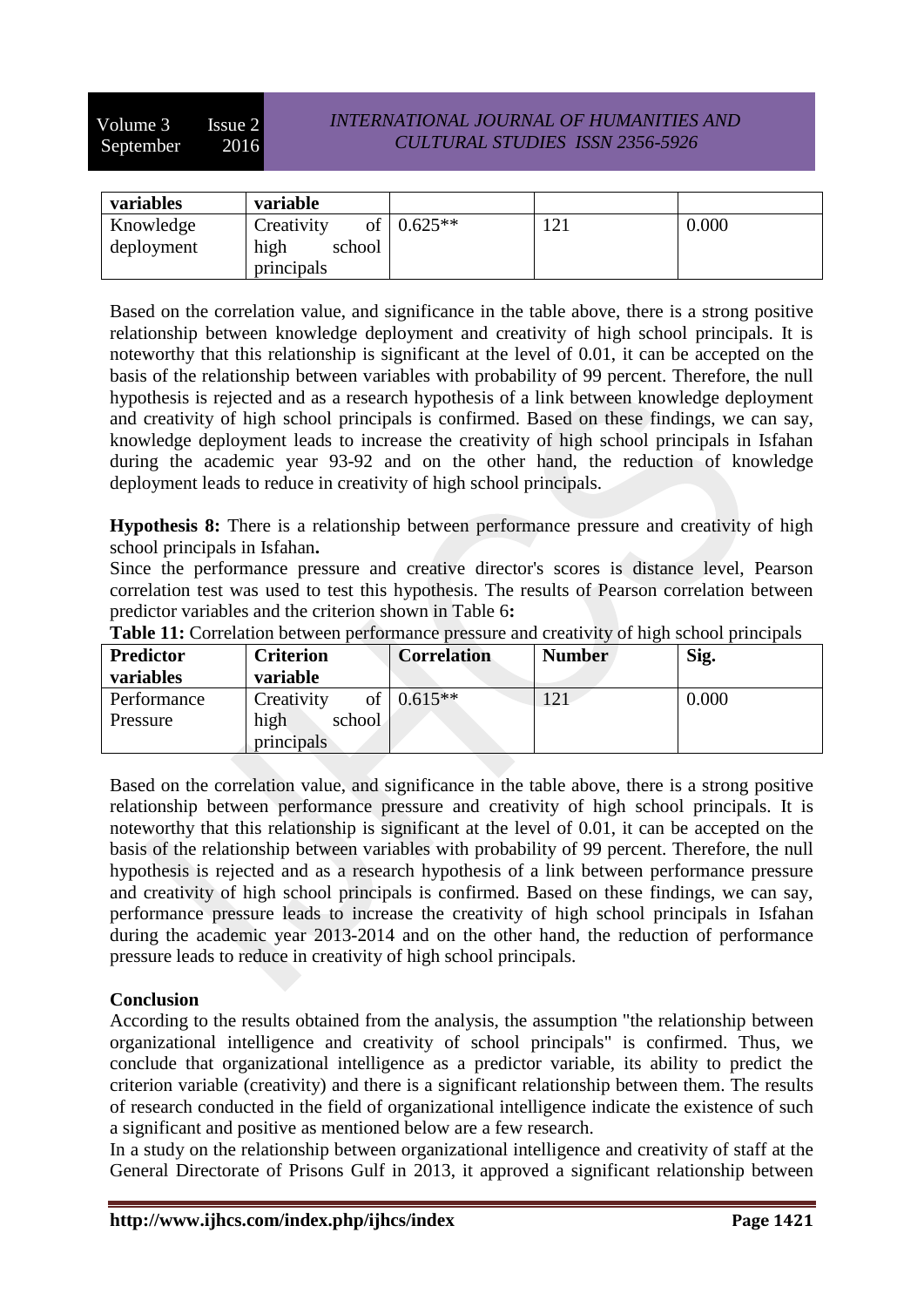| Predictor variables | Criterion variable | Correlation | Number | Sig. |
|---|---|---|---|---|
| Knowledge deployment | Creativity of high school principals | 0.625** | 121 | 0.000 |

Based on the correlation value, and significance in the table above, there is a strong positive relationship between knowledge deployment and creativity of high school principals. It is noteworthy that this relationship is significant at the level of 0.01, it can be accepted on the basis of the relationship between variables with probability of 99 percent. Therefore, the null hypothesis is rejected and as a research hypothesis of a link between knowledge deployment and creativity of high school principals is confirmed. Based on these findings, we can say, knowledge deployment leads to increase the creativity of high school principals in Isfahan during the academic year 93-92 and on the other hand, the reduction of knowledge deployment leads to reduce in creativity of high school principals.

**Hypothesis 8:** There is a relationship between performance pressure and creativity of high school principals in Isfahan**.**

Since the performance pressure and creative director's scores is distance level, Pearson correlation test was used to test this hypothesis. The results of Pearson correlation between predictor variables and the criterion shown in Table 6**:**

**Table 11:** Correlation between performance pressure and creativity of high school principals

| Predictor variables | Criterion variable | Correlation | Number | Sig. |
|---|---|---|---|---|
| Performance Pressure | Creativity of high school principals | 0.615** | 121 | 0.000 |

Based on the correlation value, and significance in the table above, there is a strong positive relationship between performance pressure and creativity of high school principals. It is noteworthy that this relationship is significant at the level of 0.01, it can be accepted on the basis of the relationship between variables with probability of 99 percent. Therefore, the null hypothesis is rejected and as a research hypothesis of a link between performance pressure and creativity of high school principals is confirmed. Based on these findings, we can say, performance pressure leads to increase the creativity of high school principals in Isfahan during the academic year 2013-2014 and on the other hand, the reduction of performance pressure leads to reduce in creativity of high school principals.

## Conclusion

According to the results obtained from the analysis, the assumption "the relationship between organizational intelligence and creativity of school principals" is confirmed. Thus, we conclude that organizational intelligence as a predictor variable, its ability to predict the criterion variable (creativity) and there is a significant relationship between them. The results of research conducted in the field of organizational intelligence indicate the existence of such a significant and positive as mentioned below are a few research.

In a study on the relationship between organizational intelligence and creativity of staff at the General Directorate of Prisons Gulf in 2013, it approved a significant relationship between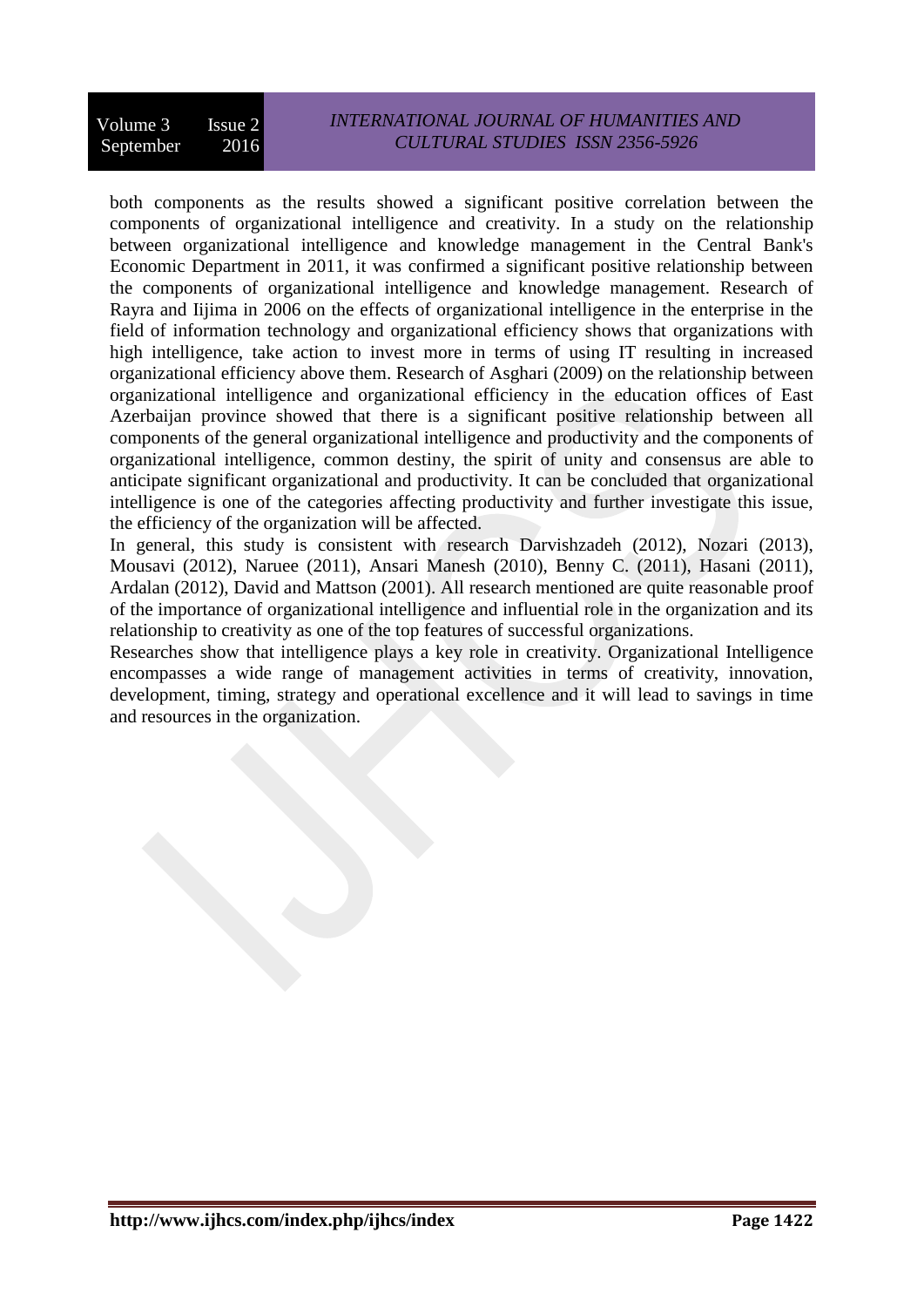both components as the results showed a significant positive correlation between the components of organizational intelligence and creativity. In a study on the relationship between organizational intelligence and knowledge management in the Central Bank's Economic Department in 2011, it was confirmed a significant positive relationship between the components of organizational intelligence and knowledge management. Research of Rayra and Iijima in 2006 on the effects of organizational intelligence in the enterprise in the field of information technology and organizational efficiency shows that organizations with high intelligence, take action to invest more in terms of using IT resulting in increased organizational efficiency above them. Research of Asghari (2009) on the relationship between organizational intelligence and organizational efficiency in the education offices of East Azerbaijan province showed that there is a significant positive relationship between all components of the general organizational intelligence and productivity and the components of organizational intelligence, common destiny, the spirit of unity and consensus are able to anticipate significant organizational and productivity. It can be concluded that organizational intelligence is one of the categories affecting productivity and further investigate this issue, the efficiency of the organization will be affected.

In general, this study is consistent with research Darvishzadeh (2012), Nozari (2013), Mousavi (2012), Naruee (2011), Ansari Manesh (2010), Benny C. (2011), Hasani (2011), Ardalan (2012), David and Mattson (2001). All research mentioned are quite reasonable proof of the importance of organizational intelligence and influential role in the organization and its relationship to creativity as one of the top features of successful organizations.

Researches show that intelligence plays a key role in creativity. Organizational Intelligence encompasses a wide range of management activities in terms of creativity, innovation, development, timing, strategy and operational excellence and it will lead to savings in time and resources in the organization.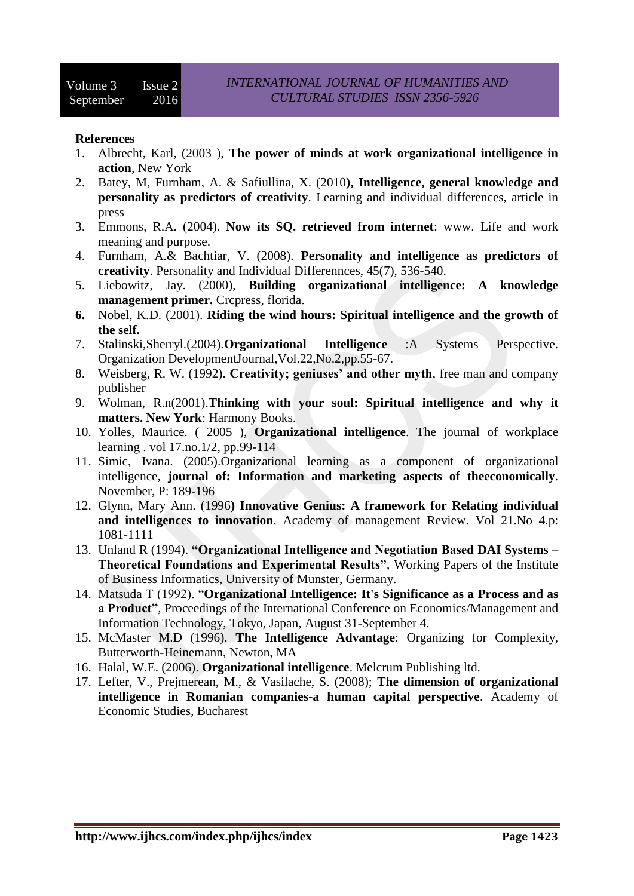**References**

1. Albrecht, Karl, (2003 ), **The power of minds at work organizational intelligence in action**, New York
2. Batey, M, Furnham, A. & Safiullina, X. (2010**), Intelligence, general knowledge and personality as predictors of creativity**. Learning and individual differences, article in press
3. Emmons, R.A. (2004). **Now its SQ. retrieved from internet**: www. Life and work meaning and purpose.
4. Furnham, A.& Bachtiar, V. (2008). **Personality and intelligence as predictors of creativity**. Personality and Individual Differennces, 45(7), 536-540.
5. Liebowitz, Jay. (2000), **Building organizational intelligence: A knowledge management primer.** Crcpress, florida.
6. Nobel, K.D. (2001). **Riding the wind hours: Spiritual intelligence and the growth of the self.**
7. Stalinski,Sherryl.(2004).**Organizational Intelligence** :A Systems Perspective. Organization DevelopmentJournal,Vol.22,No.2,pp.55-67.
8. Weisberg, R. W. (1992). **Creativity; geniuses' and other myth**, free man and company publisher
9. Wolman, R.n(2001).**Thinking with your soul: Spiritual intelligence and why it matters. New York**: Harmony Books.
10. Yolles, Maurice. ( 2005 ), **Organizational intelligence**. The journal of workplace learning . vol 17.no.1/2, pp.99-114
11. Simic, Ivana. (2005).Organizational learning as a component of organizational intelligence, **journal of: Information and marketing aspects of theeconomically**. November, P: 189-196
12. Glynn, Mary Ann. (1996**) Innovative Genius: A framework for Relating individual and intelligences to innovation**. Academy of management Review. Vol 21.No 4.p: 1081-1111
13. Unland R (1994). **"Organizational Intelligence and Negotiation Based DAI Systems – Theoretical Foundations and Experimental Results"**, Working Papers of the Institute of Business Informatics, University of Munster, Germany.
14. Matsuda T (1992). "**Organizational Intelligence: It's Significance as a Process and as a Product"**, Proceedings of the International Conference on Economics/Management and Information Technology, Tokyo, Japan, August 31-September 4.
15. McMaster M.D (1996). **The Intelligence Advantage**: Organizing for Complexity, Butterworth-Heinemann, Newton, MA
16. Halal, W.E. (2006). **Organizational intelligence**. Melcrum Publishing ltd.
17. Lefter, V., Prejmerean, M., & Vasilache, S. (2008); **The dimension of organizational intelligence in Romanian companies-a human capital perspective**. Academy of Economic Studies, Bucharest